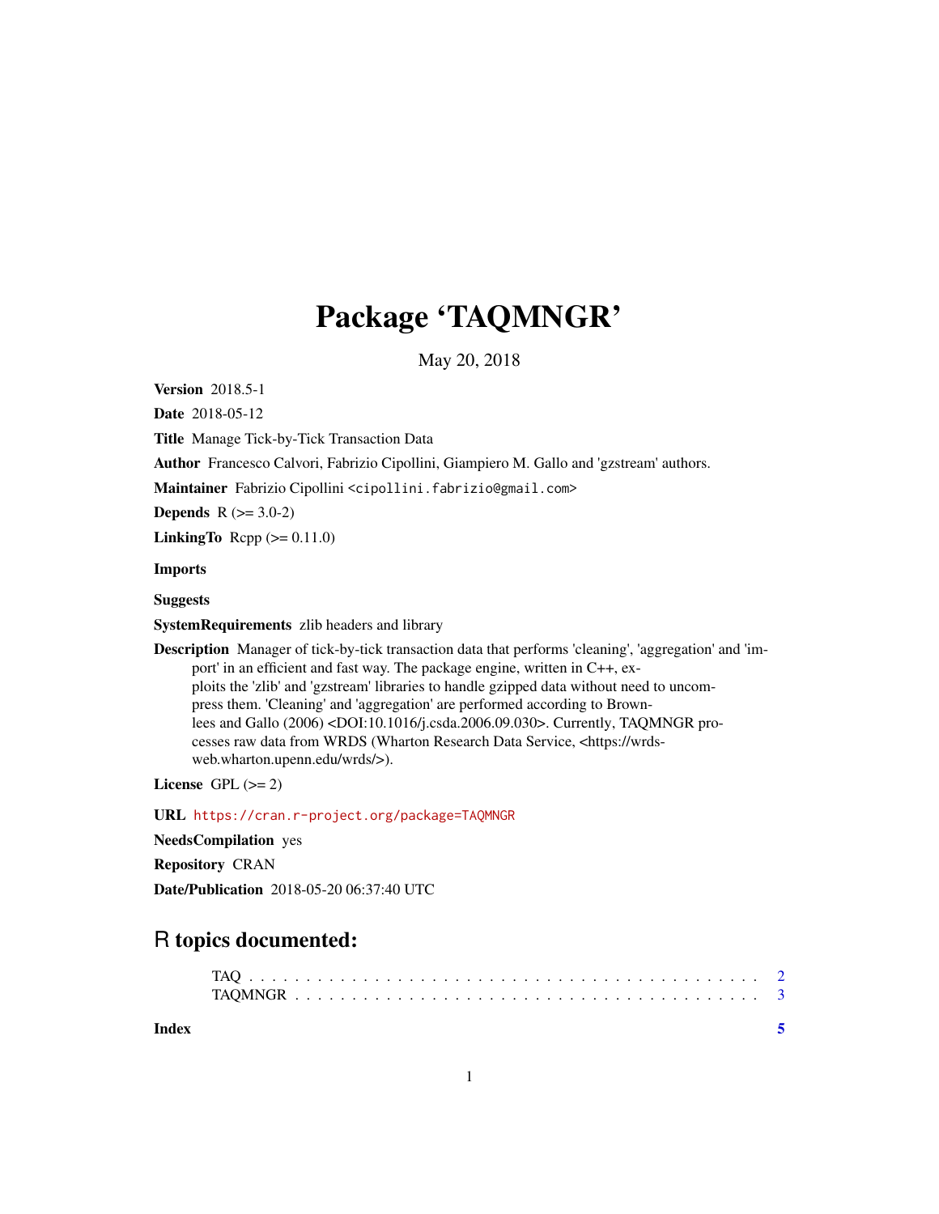# Package 'TAQMNGR'

May 20, 2018

**Version** 2018.5-1

**Date** 2018-05-12

**Title** Manage Tick-by-Tick Transaction Data

**Author** Francesco Calvori, Fabrizio Cipollini, Giampiero M. Gallo and 'gzstream' authors.

**Maintainer** Fabrizio Cipollini <cipollini.fabrizio@gmail.com>

**Depends** R (>= 3.0-2)

**LinkingTo** Rcpp (>= 0.11.0)

**Imports**

**Suggests**

**SystemRequirements** zlib headers and library

**Description** Manager of tick-by-tick transaction data that performs 'cleaning', 'aggregation' and 'import' in an efficient and fast way. The package engine, written in C++, exploits the 'zlib' and 'gzstream' libraries to handle gzipped data without need to uncompress them. 'Cleaning' and 'aggregation' are performed according to Brownlees and Gallo (2006) <DOI:10.1016/j.csda.2006.09.030>. Currently, TAQMNGR processes raw data from WRDS (Wharton Research Data Service, <https://wrds-web.wharton.upenn.edu/wrds/>).

**License** GPL (>= 2)

**URL** https://cran.r-project.org/package=TAQMNGR

**NeedsCompilation** yes

**Repository** CRAN

**Date/Publication** 2018-05-20 06:37:40 UTC

## R topics documented:

TAQ . . . . . . . . . . . . . . . . . . . . . . . . . . . . . . . . . . . . . . . . . . 2
TAQMNGR . . . . . . . . . . . . . . . . . . . . . . . . . . . . . . . . . . . . . . 3

**Index** 5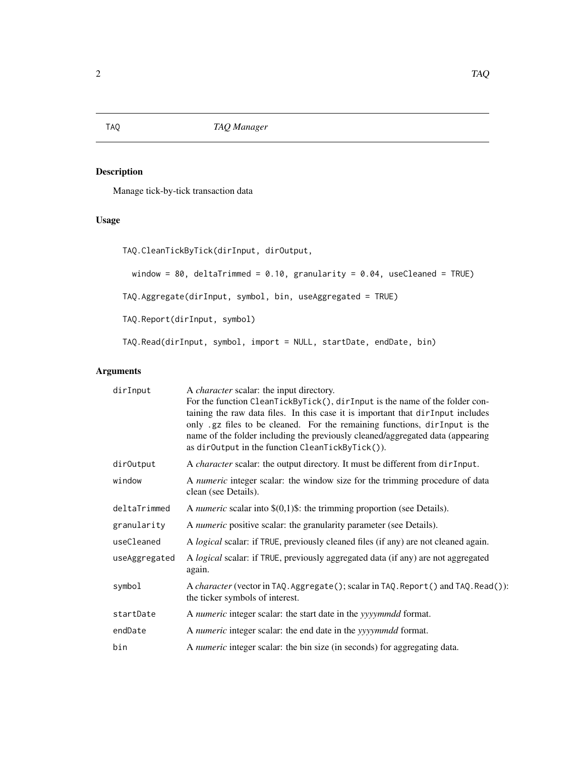## TAQ — *TAQ Manager*

### Description

Manage tick-by-tick transaction data

### Usage

```
TAQ.CleanTickByTick(dirInput, dirOutput,

  window = 80, deltaTrimmed = 0.10, granularity = 0.04, useCleaned = TRUE)

TAQ.Aggregate(dirInput, symbol, bin, useAggregated = TRUE)

TAQ.Report(dirInput, symbol)

TAQ.Read(dirInput, symbol, import = NULL, startDate, endDate, bin)
```

### Arguments

| | |
|---|---|
| `dirInput` | A *character* scalar: the input directory.<br>For the function `CleanTickByTick()`, `dirInput` is the name of the folder containing the raw data files. In this case it is important that `dirInput` includes only `.gz` files to be cleaned. For the remaining functions, `dirInput` is the name of the folder including the previously cleaned/aggregated data (appearing as `dirOutput` in the function `CleanTickByTick()`). |
| `dirOutput` | A *character* scalar: the output directory. It must be different from `dirInput`. |
| `window` | A *numeric* integer scalar: the window size for the trimming procedure of data clean (see Details). |
| `deltaTrimmed` | A *numeric* scalar into \$(0,1)\$: the trimming proportion (see Details). |
| `granularity` | A *numeric* positive scalar: the granularity parameter (see Details). |
| `useCleaned` | A *logical* scalar: if `TRUE`, previously cleaned files (if any) are not cleaned again. |
| `useAggregated` | A *logical* scalar: if `TRUE`, previously aggregated data (if any) are not aggregated again. |
| `symbol` | A *character* (vector in `TAQ.Aggregate()`; scalar in `TAQ.Report()` and `TAQ.Read()`): the ticker symbols of interest. |
| `startDate` | A *numeric* integer scalar: the start date in the *yyyymmdd* format. |
| `endDate` | A *numeric* integer scalar: the end date in the *yyyymmdd* format. |
| `bin` | A *numeric* integer scalar: the bin size (in seconds) for aggregating data. |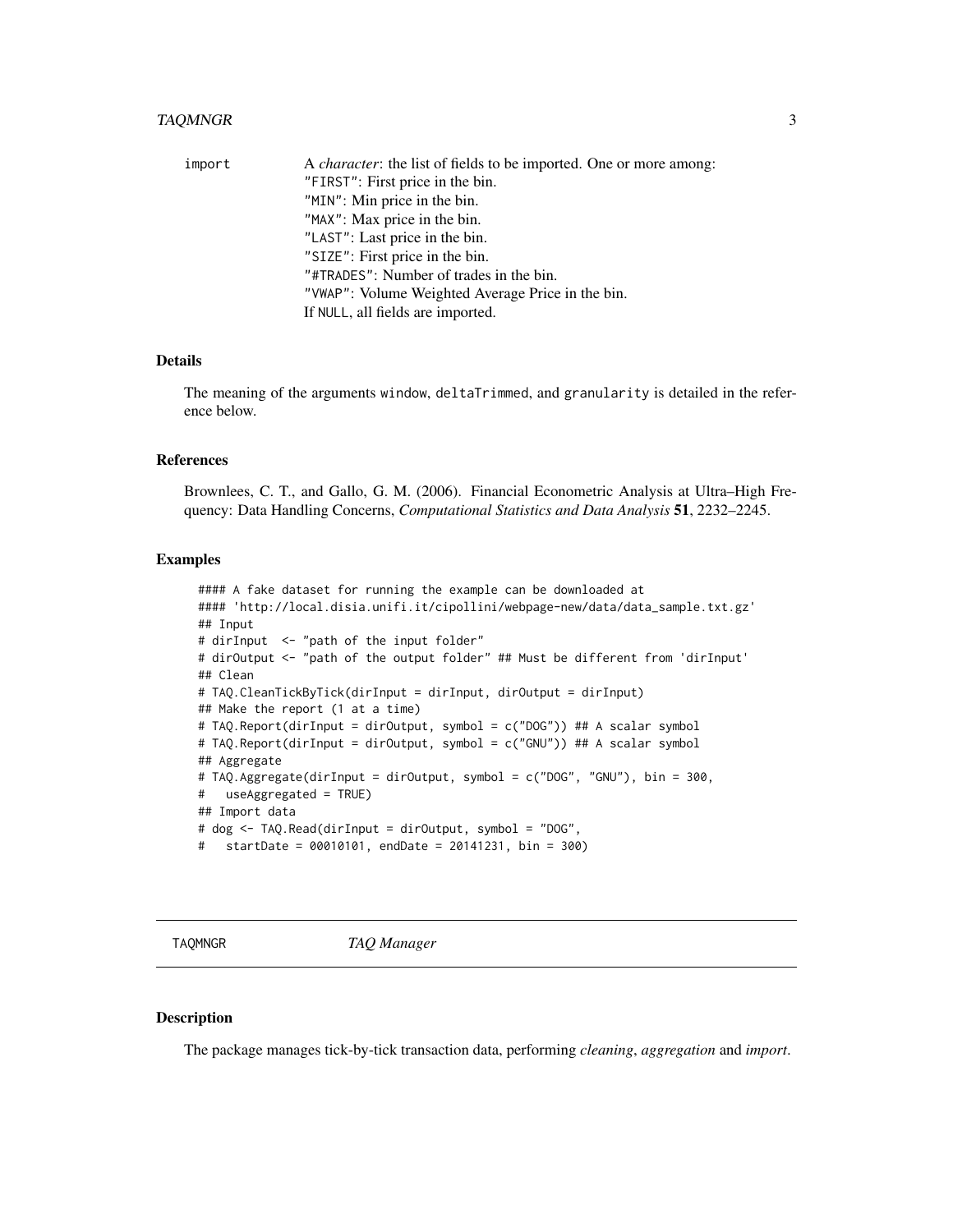import
: A *character*: the list of fields to be imported. One or more among:
"FIRST": First price in the bin.
"MIN": Min price in the bin.
"MAX": Max price in the bin.
"LAST": Last price in the bin.
"SIZE": First price in the bin.
"#TRADES": Number of trades in the bin.
"VWAP": Volume Weighted Average Price in the bin.
If NULL, all fields are imported.

## Details

The meaning of the arguments window, deltaTrimmed, and granularity is detailed in the reference below.

## References

Brownlees, C. T., and Gallo, G. M. (2006). Financial Econometric Analysis at Ultra–High Frequency: Data Handling Concerns, *Computational Statistics and Data Analysis* **51**, 2232–2245.

## Examples

```
#### A fake dataset for running the example can be downloaded at
#### 'http://local.disia.unifi.it/cipollini/webpage-new/data/data_sample.txt.gz'
## Input
# dirInput  <- "path of the input folder"
# dirOutput <- "path of the output folder" ## Must be different from 'dirInput'
## Clean
# TAQ.CleanTickByTick(dirInput = dirInput, dirOutput = dirInput)
## Make the report (1 at a time)
# TAQ.Report(dirInput = dirOutput, symbol = c("DOG")) ## A scalar symbol
# TAQ.Report(dirInput = dirOutput, symbol = c("GNU")) ## A scalar symbol
## Aggregate
# TAQ.Aggregate(dirInput = dirOutput, symbol = c("DOG", "GNU"), bin = 300,
#   useAggregated = TRUE)
## Import data
# dog <- TAQ.Read(dirInput = dirOutput, symbol = "DOG",
#   startDate = 00010101, endDate = 20141231, bin = 300)
```

---

# TAQMNGR *TAQ Manager*

---

## Description

The package manages tick-by-tick transaction data, performing *cleaning*, *aggregation* and *import*.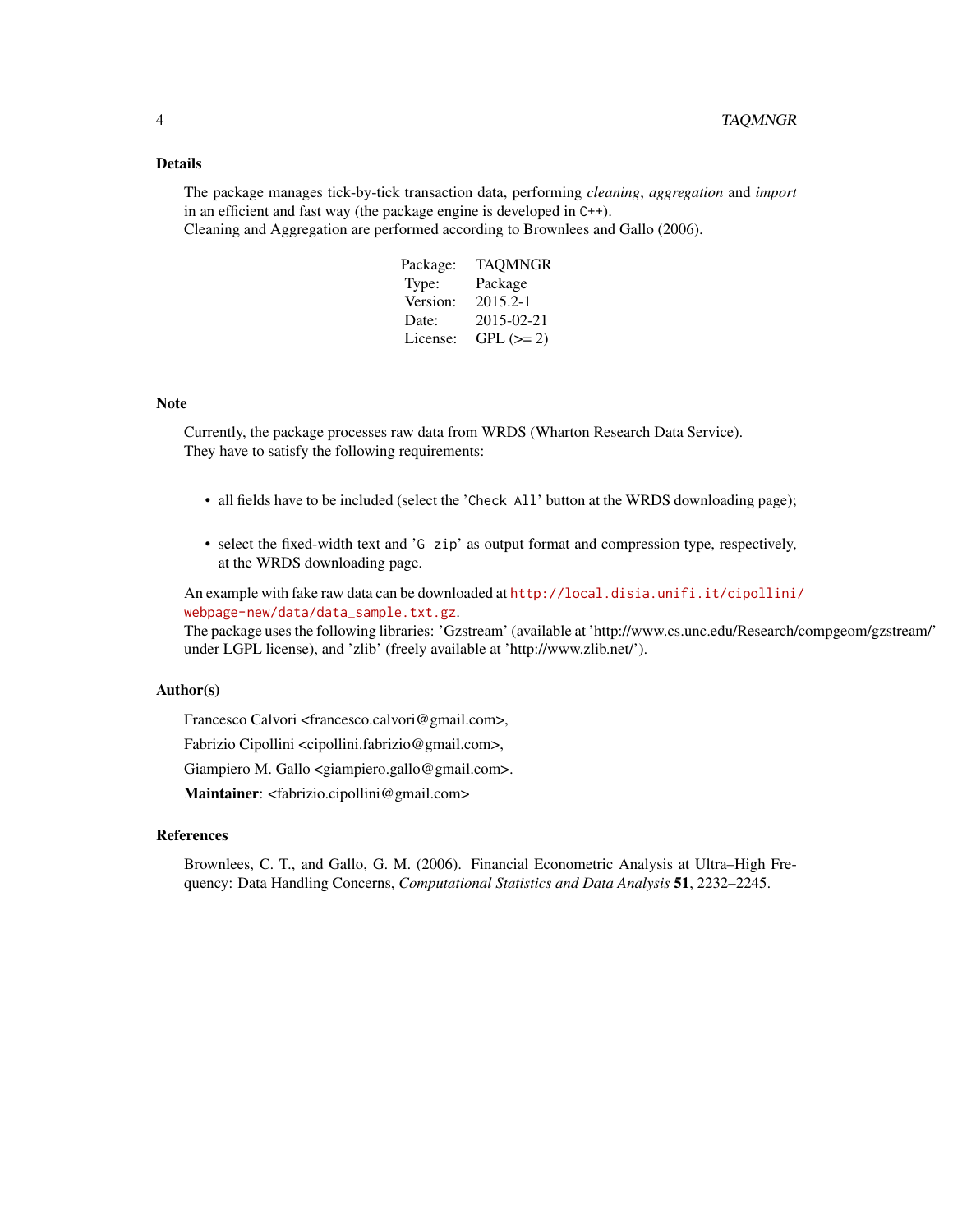## Details

The package manages tick-by-tick transaction data, performing *cleaning*, *aggregation* and *import* in an efficient and fast way (the package engine is developed in C++).
Cleaning and Aggregation are performed according to Brownlees and Gallo (2006).

| | |
|---|---|
| Package: | TAQMNGR |
| Type: | Package |
| Version: | 2015.2-1 |
| Date: | 2015-02-21 |
| License: | GPL (>= 2) |

## Note

Currently, the package processes raw data from WRDS (Wharton Research Data Service).
They have to satisfy the following requirements:

- all fields have to be included (select the 'Check All' button at the WRDS downloading page);
- select the fixed-width text and 'G zip' as output format and compression type, respectively, at the WRDS downloading page.

An example with fake raw data can be downloaded at http://local.disia.unifi.it/cipollini/webpage-new/data/data_sample.txt.gz.
The package uses the following libraries: 'Gzstream' (available at 'http://www.cs.unc.edu/Research/compgeom/gzstream/' under LGPL license), and 'zlib' (freely available at 'http://www.zlib.net/').

## Author(s)

Francesco Calvori <francesco.calvori@gmail.com>,

Fabrizio Cipollini <cipollini.fabrizio@gmail.com>,

Giampiero M. Gallo <giampiero.gallo@gmail.com>.

**Maintainer**: <fabrizio.cipollini@gmail.com>

## References

Brownlees, C. T., and Gallo, G. M. (2006). Financial Econometric Analysis at Ultra–High Frequency: Data Handling Concerns, *Computational Statistics and Data Analysis* **51**, 2232–2245.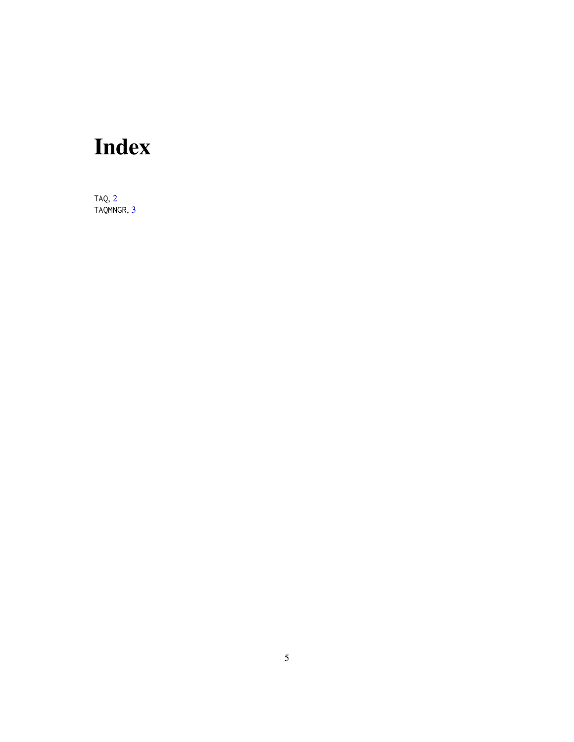# Index

TAQ, 2
TAQMNGR, 3